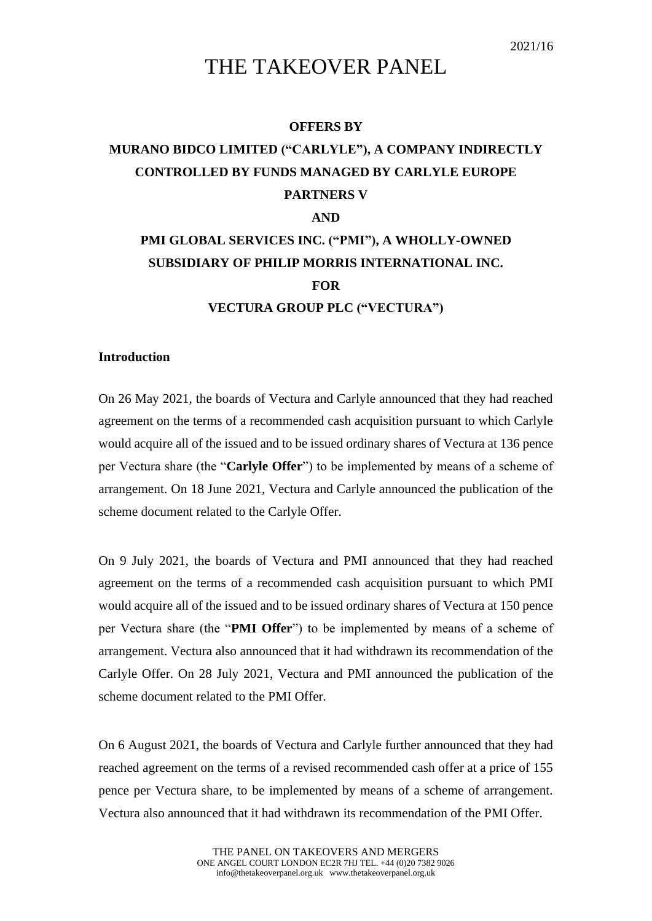2021/16

# THE TAKEOVER PANEL

**OFFERS BY**

**MURANO BIDCO LIMITED ("CARLYLE"), A COMPANY INDIRECTLY CONTROLLED BY FUNDS MANAGED BY CARLYLE EUROPE PARTNERS V**

**AND**

**PMI GLOBAL SERVICES INC. ("PMI"), A WHOLLY-OWNED SUBSIDIARY OF PHILIP MORRIS INTERNATIONAL INC.**

**FOR**

**VECTURA GROUP PLC ("VECTURA")**

## Introduction

On 26 May 2021, the boards of Vectura and Carlyle announced that they had reached agreement on the terms of a recommended cash acquisition pursuant to which Carlyle would acquire all of the issued and to be issued ordinary shares of Vectura at 136 pence per Vectura share (the "**Carlyle Offer**") to be implemented by means of a scheme of arrangement. On 18 June 2021, Vectura and Carlyle announced the publication of the scheme document related to the Carlyle Offer.

On 9 July 2021, the boards of Vectura and PMI announced that they had reached agreement on the terms of a recommended cash acquisition pursuant to which PMI would acquire all of the issued and to be issued ordinary shares of Vectura at 150 pence per Vectura share (the "**PMI Offer**") to be implemented by means of a scheme of arrangement. Vectura also announced that it had withdrawn its recommendation of the Carlyle Offer. On 28 July 2021, Vectura and PMI announced the publication of the scheme document related to the PMI Offer.

On 6 August 2021, the boards of Vectura and Carlyle further announced that they had reached agreement on the terms of a revised recommended cash offer at a price of 155 pence per Vectura share, to be implemented by means of a scheme of arrangement. Vectura also announced that it had withdrawn its recommendation of the PMI Offer.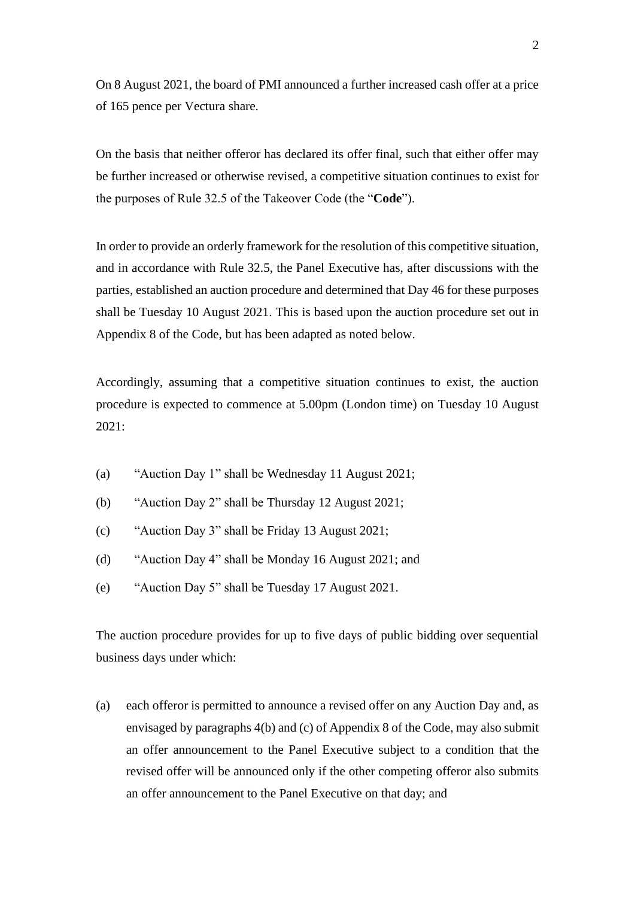On 8 August 2021, the board of PMI announced a further increased cash offer at a price of 165 pence per Vectura share.

On the basis that neither offeror has declared its offer final, such that either offer may be further increased or otherwise revised, a competitive situation continues to exist for the purposes of Rule 32.5 of the Takeover Code (the "**Code**").

In order to provide an orderly framework for the resolution of this competitive situation, and in accordance with Rule 32.5, the Panel Executive has, after discussions with the parties, established an auction procedure and determined that Day 46 for these purposes shall be Tuesday 10 August 2021. This is based upon the auction procedure set out in Appendix 8 of the Code, but has been adapted as noted below.

Accordingly, assuming that a competitive situation continues to exist, the auction procedure is expected to commence at 5.00pm (London time) on Tuesday 10 August 2021:

(a) "Auction Day 1" shall be Wednesday 11 August 2021;

(b) "Auction Day 2" shall be Thursday 12 August 2021;

(c) "Auction Day 3" shall be Friday 13 August 2021;

(d) "Auction Day 4" shall be Monday 16 August 2021; and

(e) "Auction Day 5" shall be Tuesday 17 August 2021.

The auction procedure provides for up to five days of public bidding over sequential business days under which:

(a) each offeror is permitted to announce a revised offer on any Auction Day and, as envisaged by paragraphs 4(b) and (c) of Appendix 8 of the Code, may also submit an offer announcement to the Panel Executive subject to a condition that the revised offer will be announced only if the other competing offeror also submits an offer announcement to the Panel Executive on that day; and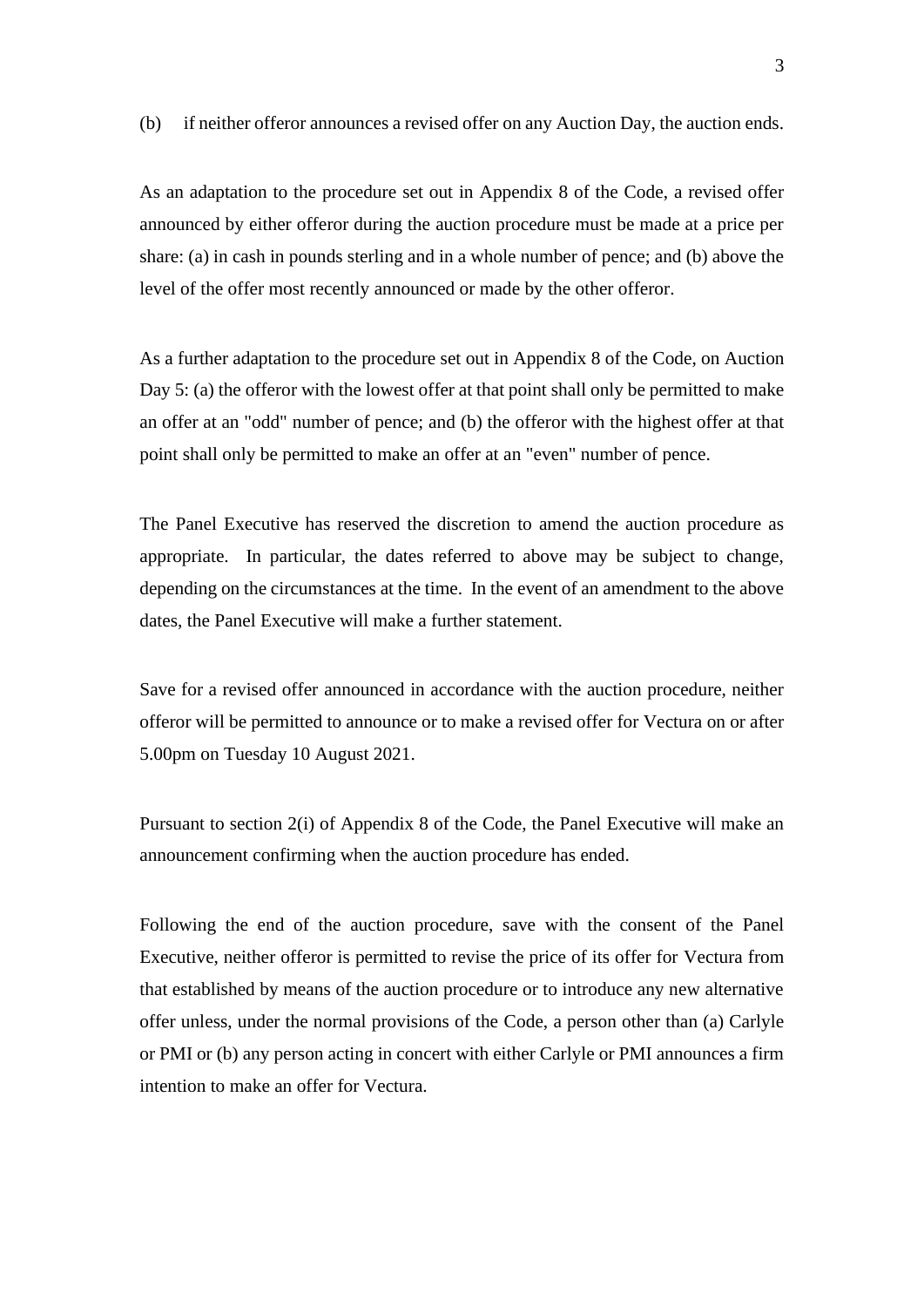(b) if neither offeror announces a revised offer on any Auction Day, the auction ends.

As an adaptation to the procedure set out in Appendix 8 of the Code, a revised offer announced by either offeror during the auction procedure must be made at a price per share: (a) in cash in pounds sterling and in a whole number of pence; and (b) above the level of the offer most recently announced or made by the other offeror.

As a further adaptation to the procedure set out in Appendix 8 of the Code, on Auction Day 5: (a) the offeror with the lowest offer at that point shall only be permitted to make an offer at an "odd" number of pence; and (b) the offeror with the highest offer at that point shall only be permitted to make an offer at an "even" number of pence.

The Panel Executive has reserved the discretion to amend the auction procedure as appropriate. In particular, the dates referred to above may be subject to change, depending on the circumstances at the time. In the event of an amendment to the above dates, the Panel Executive will make a further statement.

Save for a revised offer announced in accordance with the auction procedure, neither offeror will be permitted to announce or to make a revised offer for Vectura on or after 5.00pm on Tuesday 10 August 2021.

Pursuant to section 2(i) of Appendix 8 of the Code, the Panel Executive will make an announcement confirming when the auction procedure has ended.

Following the end of the auction procedure, save with the consent of the Panel Executive, neither offeror is permitted to revise the price of its offer for Vectura from that established by means of the auction procedure or to introduce any new alternative offer unless, under the normal provisions of the Code, a person other than (a) Carlyle or PMI or (b) any person acting in concert with either Carlyle or PMI announces a firm intention to make an offer for Vectura.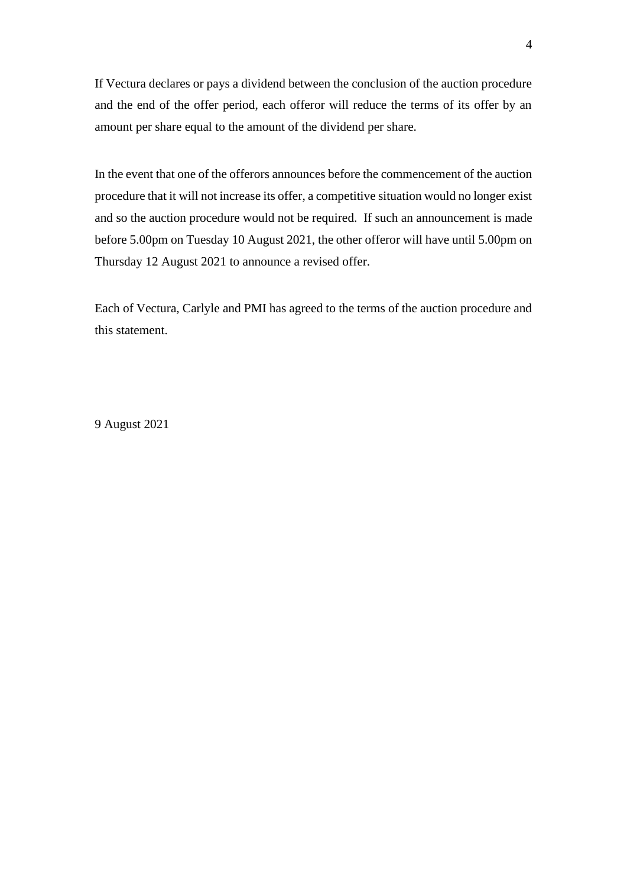If Vectura declares or pays a dividend between the conclusion of the auction procedure and the end of the offer period, each offeror will reduce the terms of its offer by an amount per share equal to the amount of the dividend per share.

In the event that one of the offerors announces before the commencement of the auction procedure that it will not increase its offer, a competitive situation would no longer exist and so the auction procedure would not be required. If such an announcement is made before 5.00pm on Tuesday 10 August 2021, the other offeror will have until 5.00pm on Thursday 12 August 2021 to announce a revised offer.

Each of Vectura, Carlyle and PMI has agreed to the terms of the auction procedure and this statement.

9 August 2021